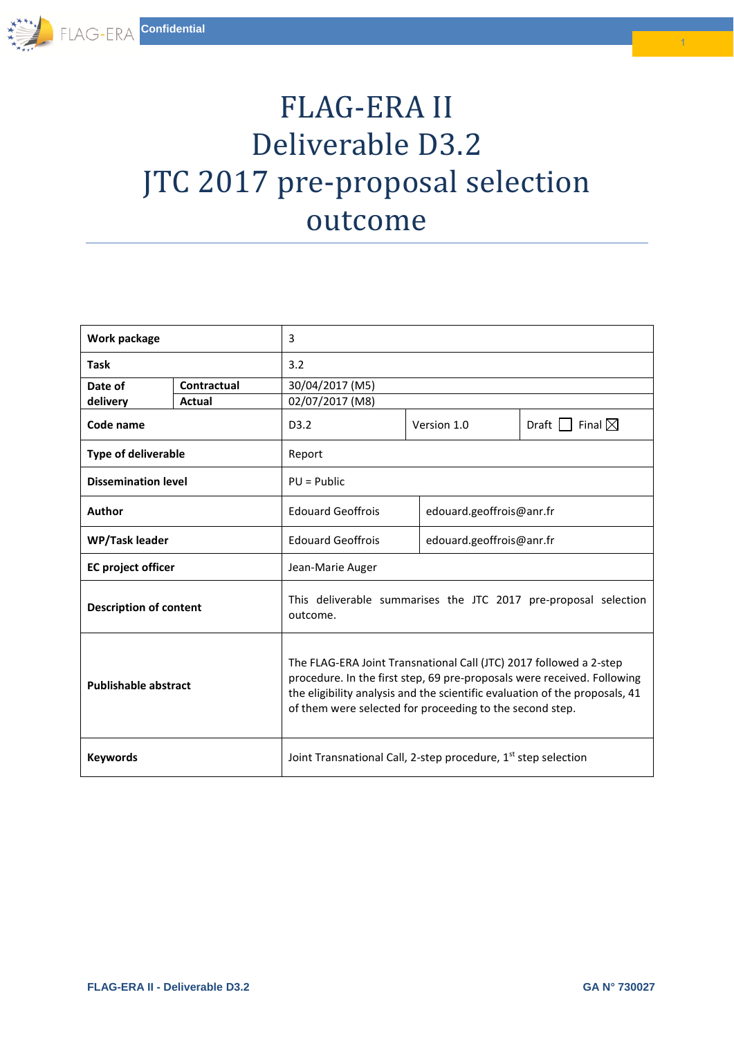# FLAG-ERA II
# Deliverable D3.2
# JTC 2017 pre-proposal selection outcome

| Work package | | 3 | | |
|---|---|---|---|---|
| Task | | 3.2 | | |
| Date of delivery | Contractual | 30/04/2017 (M5) | | |
| | Actual | 02/07/2017 (M8) | | |
| Code name | | D3.2 | Version 1.0 | Draft ☐ Final ☒ |
| Type of deliverable | | Report | | |
| Dissemination level | | PU = Public | | |
| Author | | Edouard Geoffrois | edouard.geoffrois@anr.fr | |
| WP/Task leader | | Edouard Geoffrois | edouard.geoffrois@anr.fr | |
| EC project officer | | Jean-Marie Auger | | |
| Description of content | | This deliverable summarises the JTC 2017 pre-proposal selection outcome. | | |
| Publishable abstract | | The FLAG-ERA Joint Transnational Call (JTC) 2017 followed a 2-step procedure. In the first step, 69 pre-proposals were received. Following the eligibility analysis and the scientific evaluation of the proposals, 41 of them were selected for proceeding to the second step. | | |
| Keywords | | Joint Transnational Call, 2-step procedure, 1st step selection | | |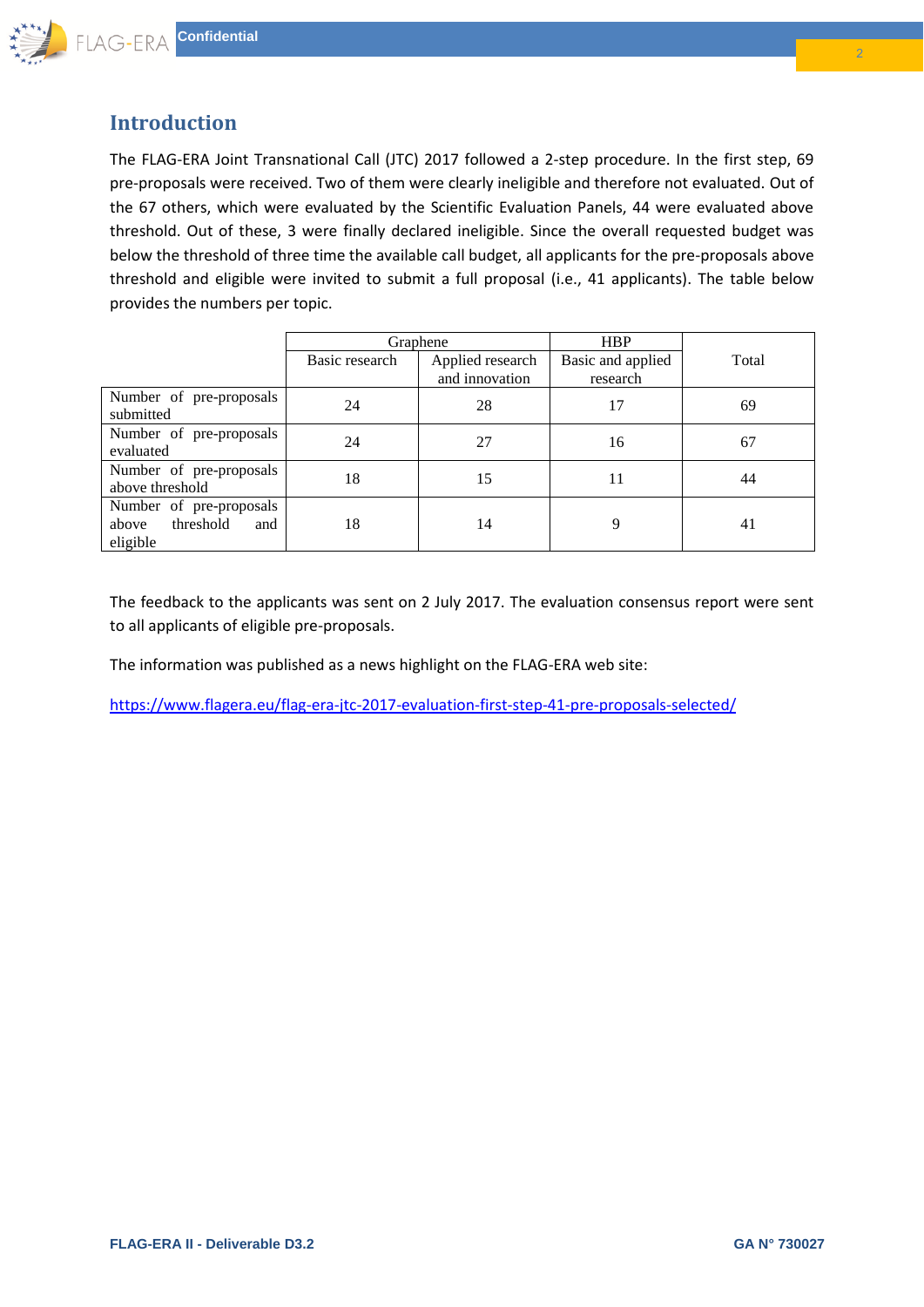## Introduction

The FLAG-ERA Joint Transnational Call (JTC) 2017 followed a 2-step procedure. In the first step, 69 pre-proposals were received. Two of them were clearly ineligible and therefore not evaluated. Out of the 67 others, which were evaluated by the Scientific Evaluation Panels, 44 were evaluated above threshold. Out of these, 3 were finally declared ineligible. Since the overall requested budget was below the threshold of three time the available call budget, all applicants for the pre-proposals above threshold and eligible were invited to submit a full proposal (i.e., 41 applicants). The table below provides the numbers per topic.

| | Graphene | | HBP | Total |
|---|---|---|---|---|
| | Basic research | Applied research and innovation | Basic and applied research | |
| Number of pre-proposals submitted | 24 | 28 | 17 | 69 |
| Number of pre-proposals evaluated | 24 | 27 | 16 | 67 |
| Number of pre-proposals above threshold | 18 | 15 | 11 | 44 |
| Number of pre-proposals above threshold and eligible | 18 | 14 | 9 | 41 |

The feedback to the applicants was sent on 2 July 2017. The evaluation consensus report were sent to all applicants of eligible pre-proposals.

The information was published as a news highlight on the FLAG-ERA web site:

https://www.flagera.eu/flag-era-jtc-2017-evaluation-first-step-41-pre-proposals-selected/